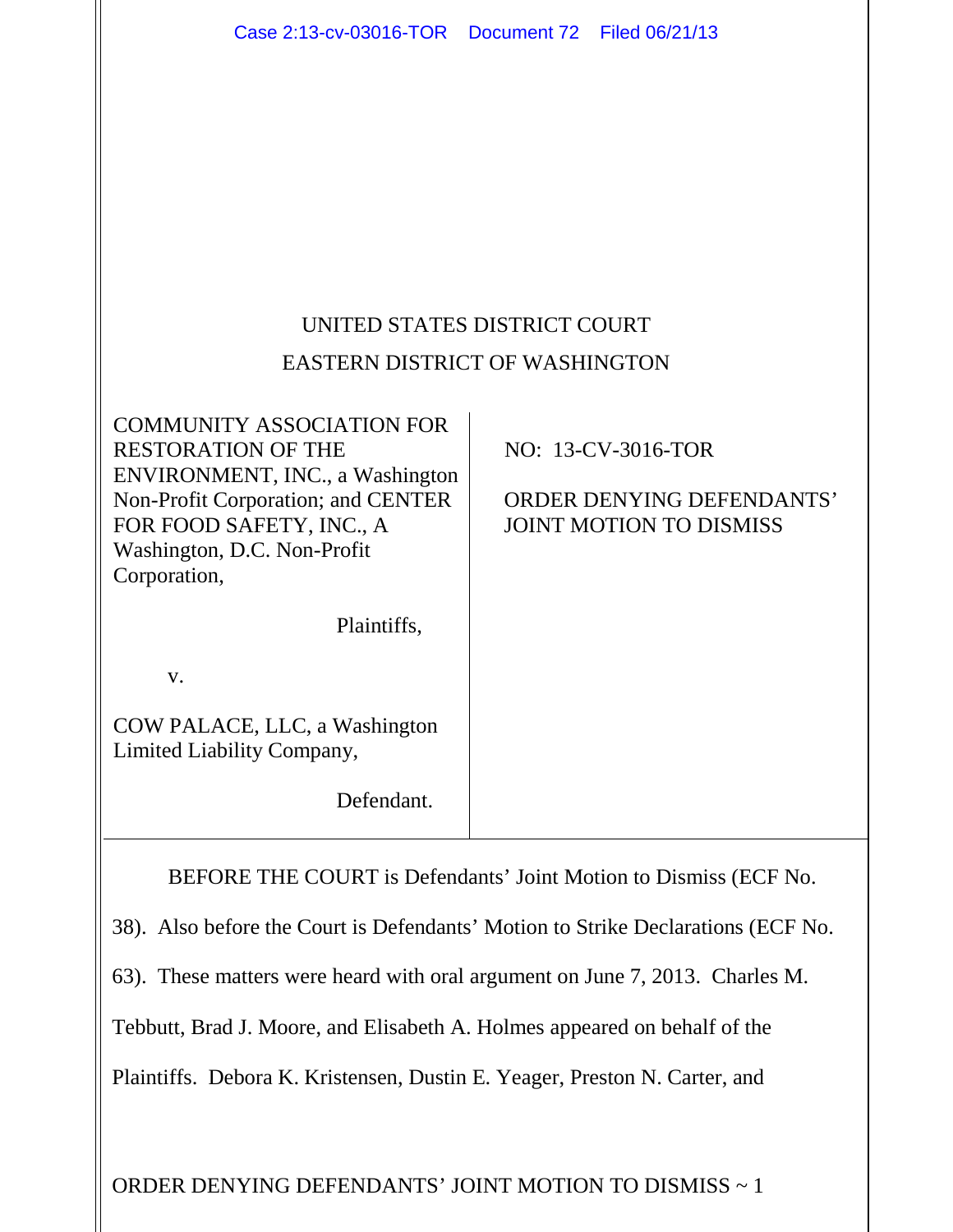UNITED STATES DISTRICT COURT
EASTERN DISTRICT OF WASHINGTON

| | |
|---|---|
| COMMUNITY ASSOCIATION FOR RESTORATION OF THE ENVIRONMENT, INC., a Washington Non-Profit Corporation; and CENTER FOR FOOD SAFETY, INC., A Washington, D.C. Non-Profit Corporation,<br><br>Plaintiffs,<br><br>v.<br><br>COW PALACE, LLC, a Washington Limited Liability Company,<br><br>Defendant. | NO: 13-CV-3016-TOR<br><br>ORDER DENYING DEFENDANTS' JOINT MOTION TO DISMISS |

BEFORE THE COURT is Defendants' Joint Motion to Dismiss (ECF No. 38). Also before the Court is Defendants' Motion to Strike Declarations (ECF No. 63). These matters were heard with oral argument on June 7, 2013. Charles M. Tebbutt, Brad J. Moore, and Elisabeth A. Holmes appeared on behalf of the Plaintiffs. Debora K. Kristensen, Dustin E. Yeager, Preston N. Carter, and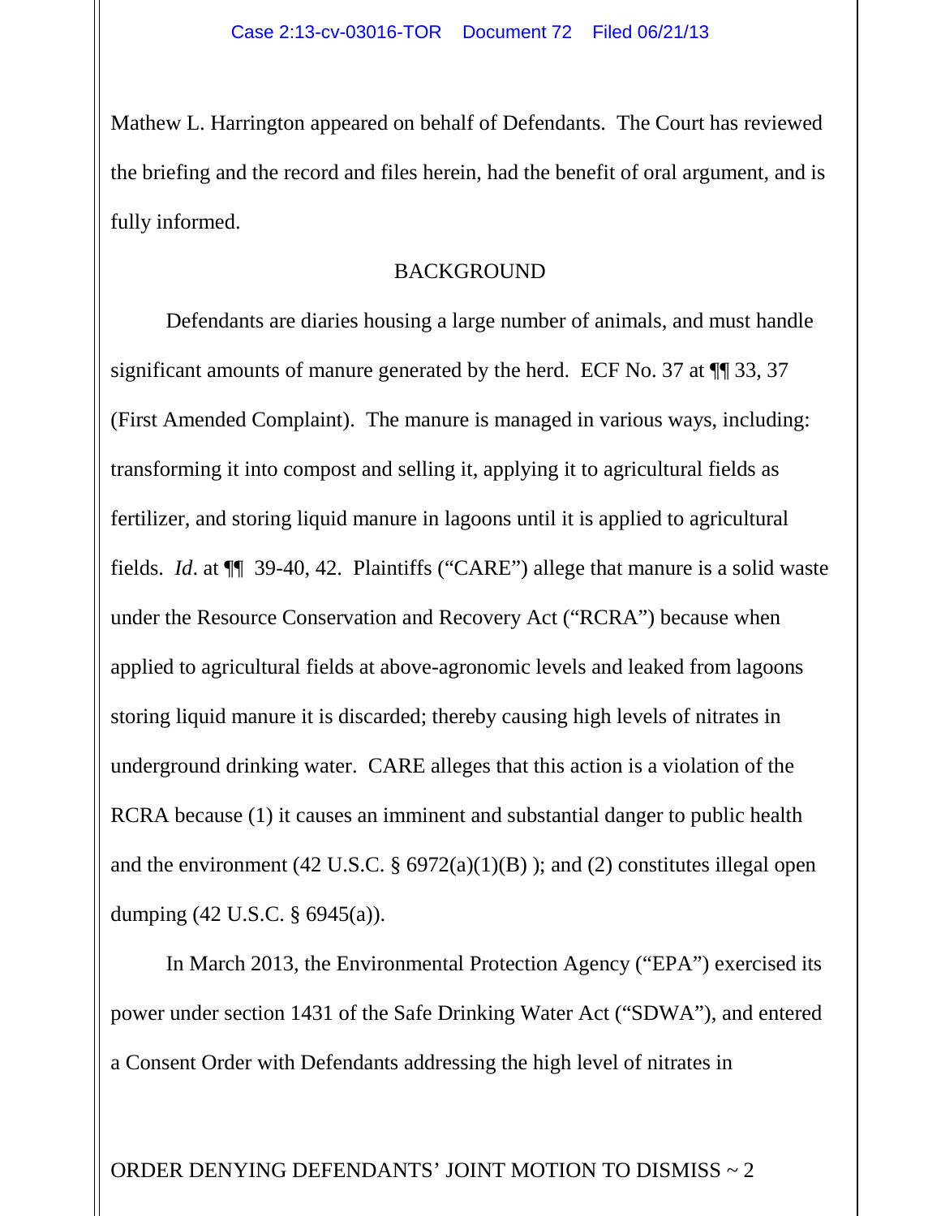Mathew L. Harrington appeared on behalf of Defendants. The Court has reviewed the briefing and the record and files herein, had the benefit of oral argument, and is fully informed.

## BACKGROUND

Defendants are diaries housing a large number of animals, and must handle significant amounts of manure generated by the herd. ECF No. 37 at ¶¶ 33, 37 (First Amended Complaint). The manure is managed in various ways, including: transforming it into compost and selling it, applying it to agricultural fields as fertilizer, and storing liquid manure in lagoons until it is applied to agricultural fields. *Id*. at ¶¶ 39-40, 42. Plaintiffs ("CARE") allege that manure is a solid waste under the Resource Conservation and Recovery Act ("RCRA") because when applied to agricultural fields at above-agronomic levels and leaked from lagoons storing liquid manure it is discarded; thereby causing high levels of nitrates in underground drinking water. CARE alleges that this action is a violation of the RCRA because (1) it causes an imminent and substantial danger to public health and the environment (42 U.S.C. § 6972(a)(1)(B) ); and (2) constitutes illegal open dumping (42 U.S.C. § 6945(a)).

In March 2013, the Environmental Protection Agency ("EPA") exercised its power under section 1431 of the Safe Drinking Water Act ("SDWA"), and entered a Consent Order with Defendants addressing the high level of nitrates in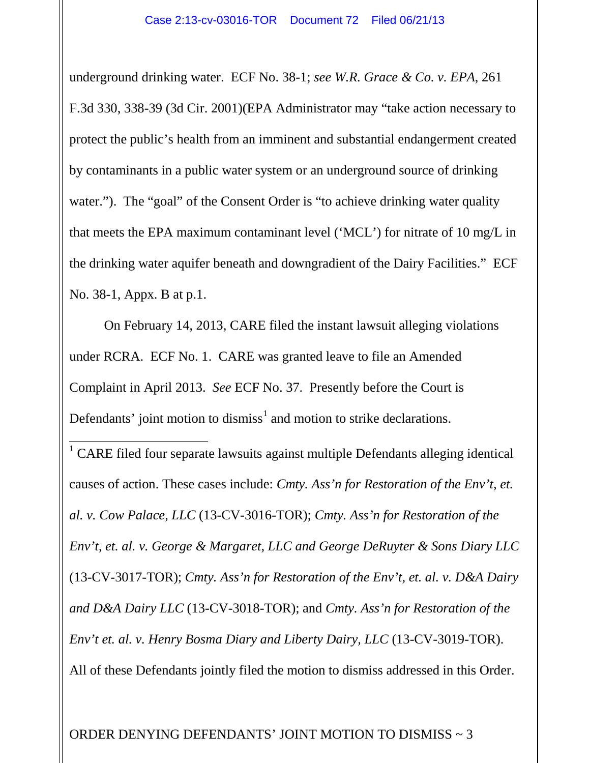underground drinking water. ECF No. 38-1; *see W.R. Grace & Co. v. EPA*, 261 F.3d 330, 338-39 (3d Cir. 2001)(EPA Administrator may "take action necessary to protect the public's health from an imminent and substantial endangerment created by contaminants in a public water system or an underground source of drinking water."). The "goal" of the Consent Order is "to achieve drinking water quality that meets the EPA maximum contaminant level ('MCL') for nitrate of 10 mg/L in the drinking water aquifer beneath and downgradient of the Dairy Facilities." ECF No. 38-1, Appx. B at p.1.

On February 14, 2013, CARE filed the instant lawsuit alleging violations under RCRA. ECF No. 1. CARE was granted leave to file an Amended Complaint in April 2013. *See* ECF No. 37. Presently before the Court is Defendants' joint motion to dismiss[1] and motion to strike declarations.

---

[1] CARE filed four separate lawsuits against multiple Defendants alleging identical causes of action. These cases include: *Cmty. Ass'n for Restoration of the Env't, et. al. v. Cow Palace, LLC* (13-CV-3016-TOR); *Cmty. Ass'n for Restoration of the Env't, et. al. v. George & Margaret, LLC and George DeRuyter & Sons Diary LLC* (13-CV-3017-TOR); *Cmty. Ass'n for Restoration of the Env't, et. al. v. D&A Dairy and D&A Dairy LLC* (13-CV-3018-TOR); and *Cmty. Ass'n for Restoration of the Env't et. al. v. Henry Bosma Diary and Liberty Dairy, LLC* (13-CV-3019-TOR). All of these Defendants jointly filed the motion to dismiss addressed in this Order.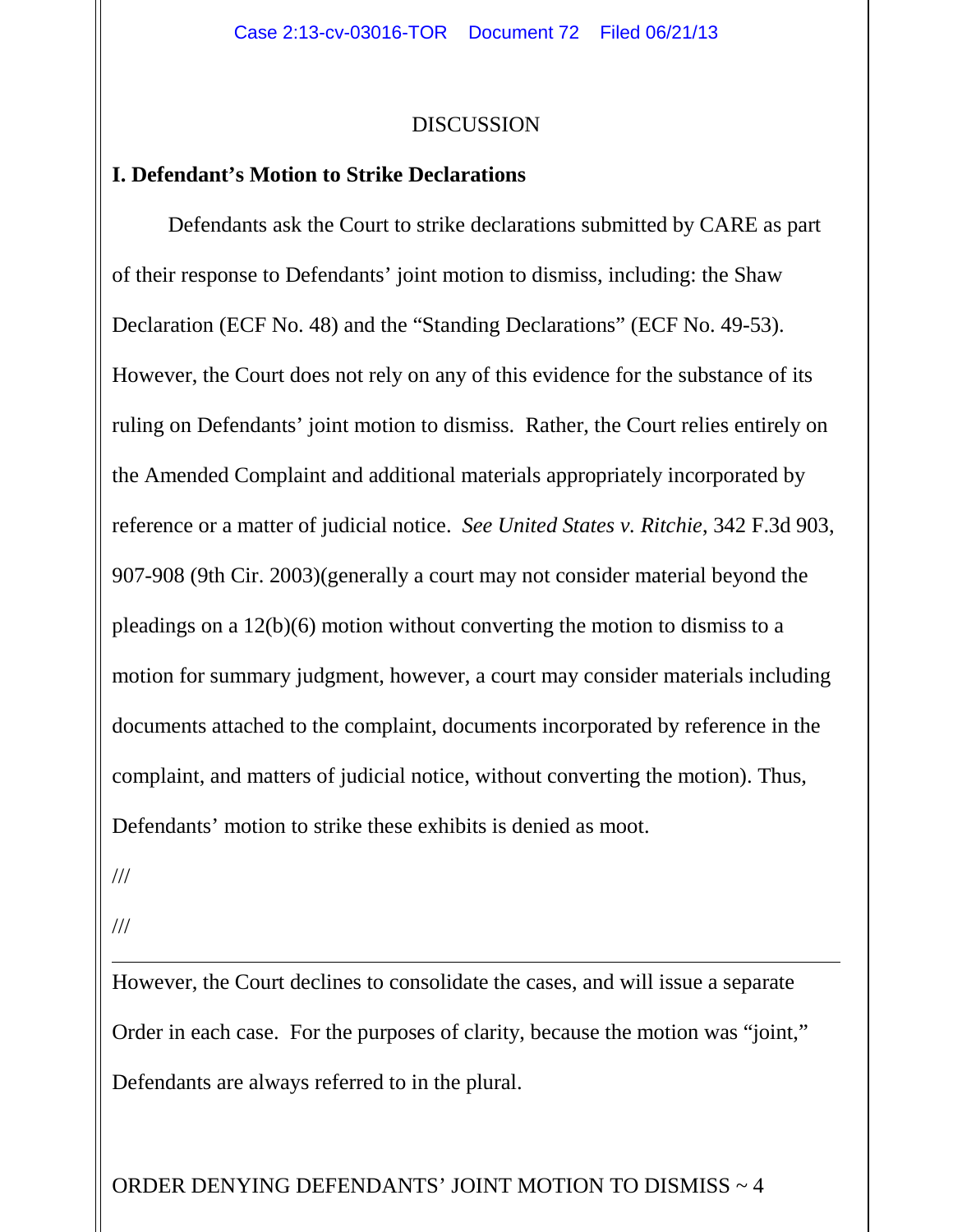DISCUSSION

## I. Defendant's Motion to Strike Declarations

Defendants ask the Court to strike declarations submitted by CARE as part of their response to Defendants' joint motion to dismiss, including: the Shaw Declaration (ECF No. 48) and the "Standing Declarations" (ECF No. 49-53). However, the Court does not rely on any of this evidence for the substance of its ruling on Defendants' joint motion to dismiss. Rather, the Court relies entirely on the Amended Complaint and additional materials appropriately incorporated by reference or a matter of judicial notice. *See United States v. Ritchie*, 342 F.3d 903, 907-908 (9th Cir. 2003)(generally a court may not consider material beyond the pleadings on a 12(b)(6) motion without converting the motion to dismiss to a motion for summary judgment, however, a court may consider materials including documents attached to the complaint, documents incorporated by reference in the complaint, and matters of judicial notice, without converting the motion). Thus, Defendants' motion to strike these exhibits is denied as moot.

///

///

---

However, the Court declines to consolidate the cases, and will issue a separate Order in each case. For the purposes of clarity, because the motion was "joint," Defendants are always referred to in the plural.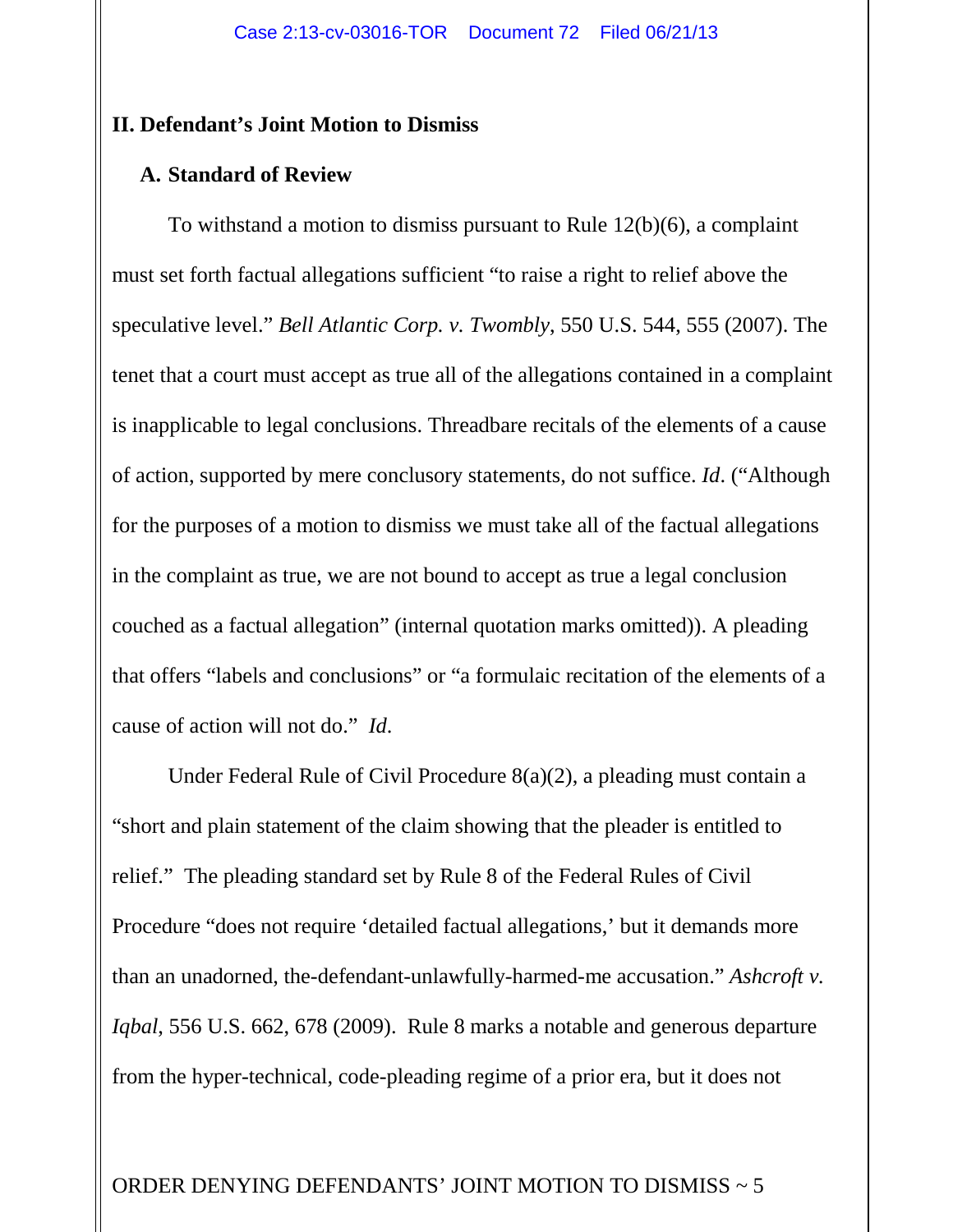## II. Defendant's Joint Motion to Dismiss

### A. Standard of Review

To withstand a motion to dismiss pursuant to Rule 12(b)(6), a complaint must set forth factual allegations sufficient "to raise a right to relief above the speculative level." *Bell Atlantic Corp. v. Twombly*, 550 U.S. 544, 555 (2007). The tenet that a court must accept as true all of the allegations contained in a complaint is inapplicable to legal conclusions. Threadbare recitals of the elements of a cause of action, supported by mere conclusory statements, do not suffice. *Id*. ("Although for the purposes of a motion to dismiss we must take all of the factual allegations in the complaint as true, we are not bound to accept as true a legal conclusion couched as a factual allegation" (internal quotation marks omitted)). A pleading that offers "labels and conclusions" or "a formulaic recitation of the elements of a cause of action will not do." *Id*.

Under Federal Rule of Civil Procedure 8(a)(2), a pleading must contain a "short and plain statement of the claim showing that the pleader is entitled to relief." The pleading standard set by Rule 8 of the Federal Rules of Civil Procedure "does not require 'detailed factual allegations,' but it demands more than an unadorned, the-defendant-unlawfully-harmed-me accusation." *Ashcroft v. Iqbal*, 556 U.S. 662, 678 (2009). Rule 8 marks a notable and generous departure from the hyper-technical, code-pleading regime of a prior era, but it does not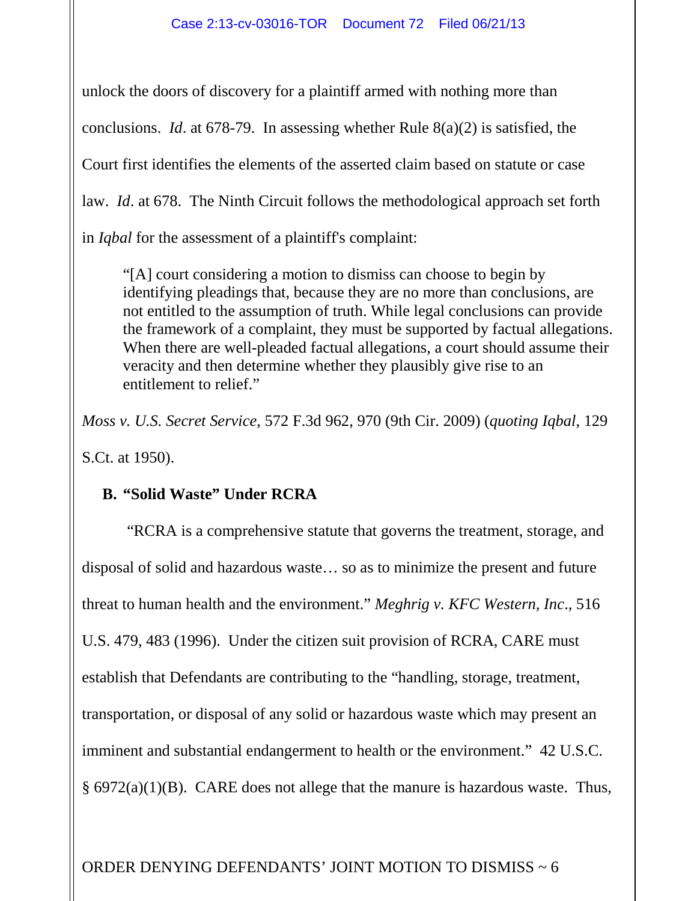unlock the doors of discovery for a plaintiff armed with nothing more than conclusions. *Id*. at 678-79. In assessing whether Rule 8(a)(2) is satisfied, the Court first identifies the elements of the asserted claim based on statute or case law. *Id*. at 678. The Ninth Circuit follows the methodological approach set forth in *Iqbal* for the assessment of a plaintiff's complaint:

> "[A] court considering a motion to dismiss can choose to begin by identifying pleadings that, because they are no more than conclusions, are not entitled to the assumption of truth. While legal conclusions can provide the framework of a complaint, they must be supported by factual allegations. When there are well-pleaded factual allegations, a court should assume their veracity and then determine whether they plausibly give rise to an entitlement to relief."

*Moss v. U.S. Secret Service*, 572 F.3d 962, 970 (9th Cir. 2009) (*quoting Iqbal*, 129 S.Ct. at 1950).

**B. "Solid Waste" Under RCRA**

"RCRA is a comprehensive statute that governs the treatment, storage, and disposal of solid and hazardous waste… so as to minimize the present and future threat to human health and the environment." *Meghrig v. KFC Western, Inc*., 516 U.S. 479, 483 (1996). Under the citizen suit provision of RCRA, CARE must establish that Defendants are contributing to the "handling, storage, treatment, transportation, or disposal of any solid or hazardous waste which may present an imminent and substantial endangerment to health or the environment." 42 U.S.C. § 6972(a)(1)(B). CARE does not allege that the manure is hazardous waste. Thus,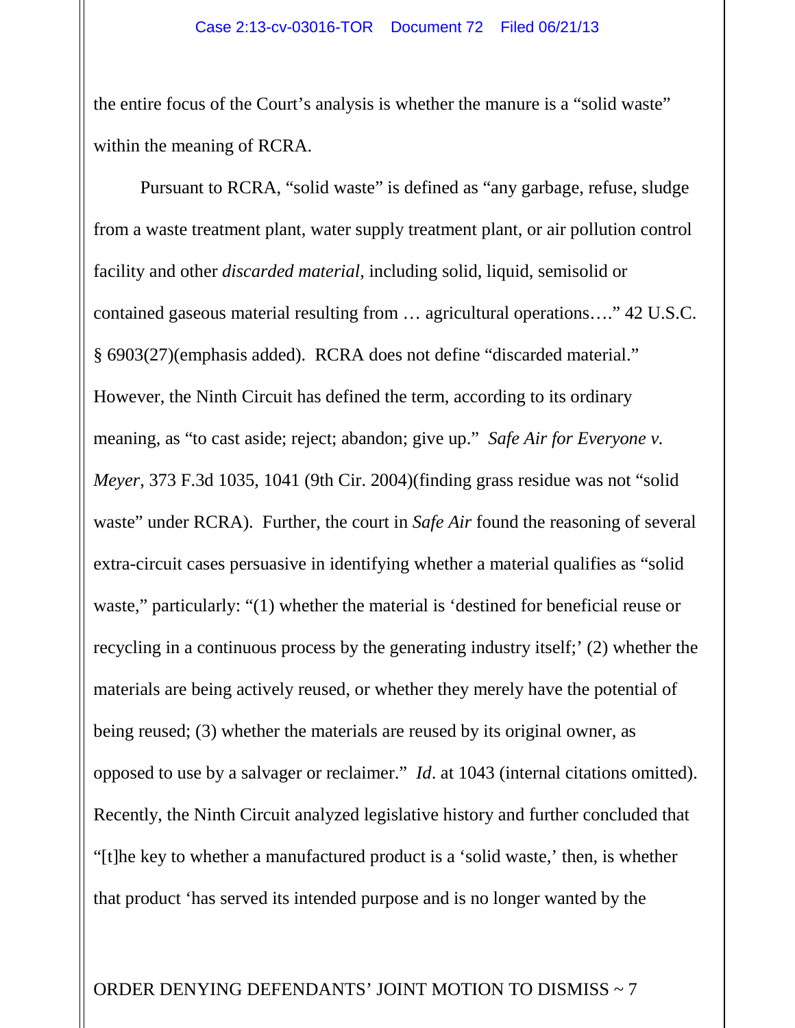the entire focus of the Court's analysis is whether the manure is a "solid waste" within the meaning of RCRA.

Pursuant to RCRA, "solid waste" is defined as "any garbage, refuse, sludge from a waste treatment plant, water supply treatment plant, or air pollution control facility and other *discarded material*, including solid, liquid, semisolid or contained gaseous material resulting from … agricultural operations…." 42 U.S.C. § 6903(27)(emphasis added). RCRA does not define "discarded material." However, the Ninth Circuit has defined the term, according to its ordinary meaning, as "to cast aside; reject; abandon; give up." *Safe Air for Everyone v. Meyer*, 373 F.3d 1035, 1041 (9th Cir. 2004)(finding grass residue was not "solid waste" under RCRA). Further, the court in *Safe Air* found the reasoning of several extra-circuit cases persuasive in identifying whether a material qualifies as "solid waste," particularly: "(1) whether the material is 'destined for beneficial reuse or recycling in a continuous process by the generating industry itself;' (2) whether the materials are being actively reused, or whether they merely have the potential of being reused; (3) whether the materials are reused by its original owner, as opposed to use by a salvager or reclaimer." *Id*. at 1043 (internal citations omitted). Recently, the Ninth Circuit analyzed legislative history and further concluded that "[t]he key to whether a manufactured product is a 'solid waste,' then, is whether that product 'has served its intended purpose and is no longer wanted by the

ORDER DENYING DEFENDANTS' JOINT MOTION TO DISMISS ~ 7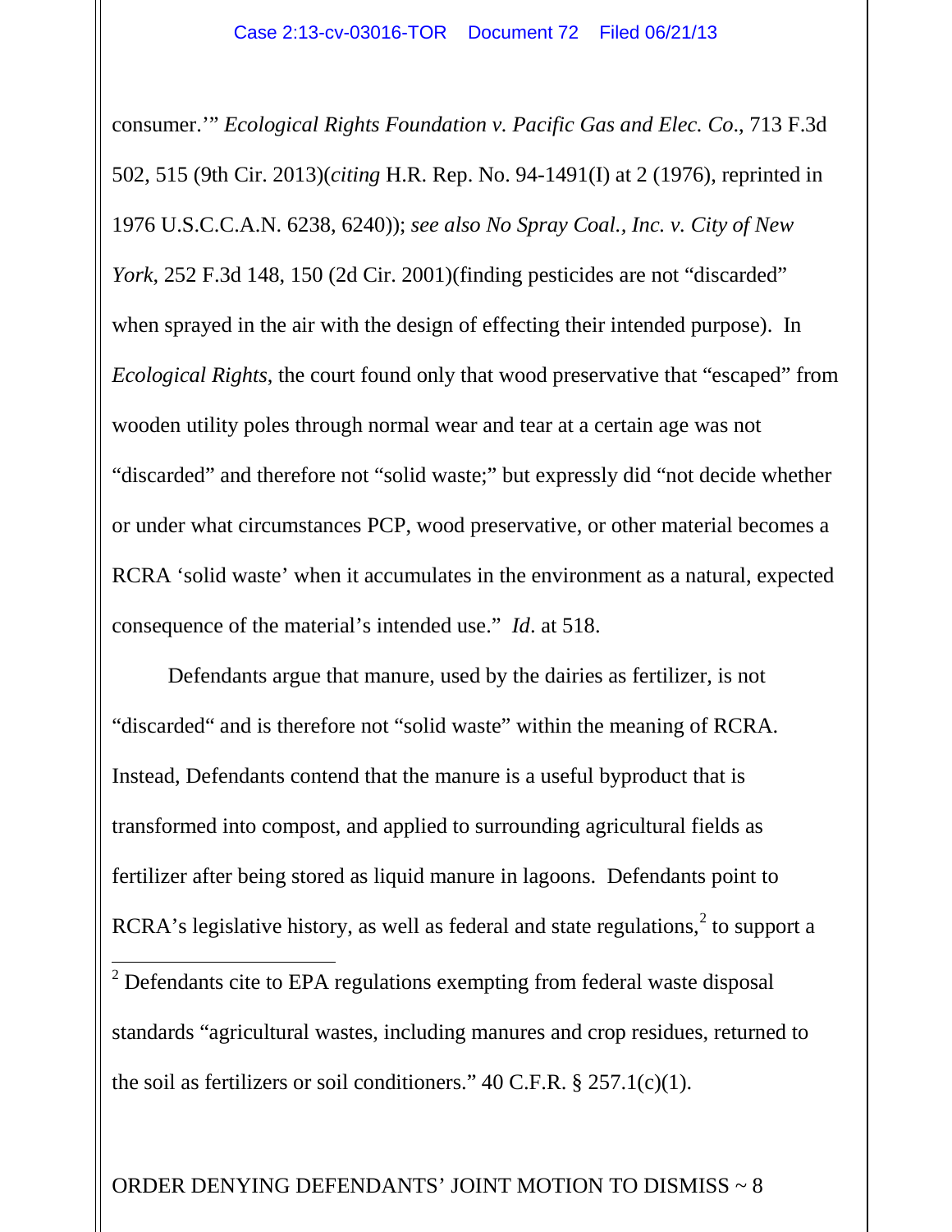consumer.'" *Ecological Rights Foundation v. Pacific Gas and Elec. Co*., 713 F.3d 502, 515 (9th Cir. 2013)(*citing* H.R. Rep. No. 94-1491(I) at 2 (1976), reprinted in 1976 U.S.C.C.A.N. 6238, 6240)); *see also No Spray Coal., Inc. v. City of New York*, 252 F.3d 148, 150 (2d Cir. 2001)(finding pesticides are not "discarded" when sprayed in the air with the design of effecting their intended purpose). In *Ecological Rights*, the court found only that wood preservative that "escaped" from wooden utility poles through normal wear and tear at a certain age was not "discarded" and therefore not "solid waste;" but expressly did "not decide whether or under what circumstances PCP, wood preservative, or other material becomes a RCRA 'solid waste' when it accumulates in the environment as a natural, expected consequence of the material's intended use." *Id*. at 518.

Defendants argue that manure, used by the dairies as fertilizer, is not "discarded" and is therefore not "solid waste" within the meaning of RCRA. Instead, Defendants contend that the manure is a useful byproduct that is transformed into compost, and applied to surrounding agricultural fields as fertilizer after being stored as liquid manure in lagoons. Defendants point to RCRA's legislative history, as well as federal and state regulations,[2] to support a

[2] Defendants cite to EPA regulations exempting from federal waste disposal standards "agricultural wastes, including manures and crop residues, returned to the soil as fertilizers or soil conditioners." 40 C.F.R. § 257.1(c)(1).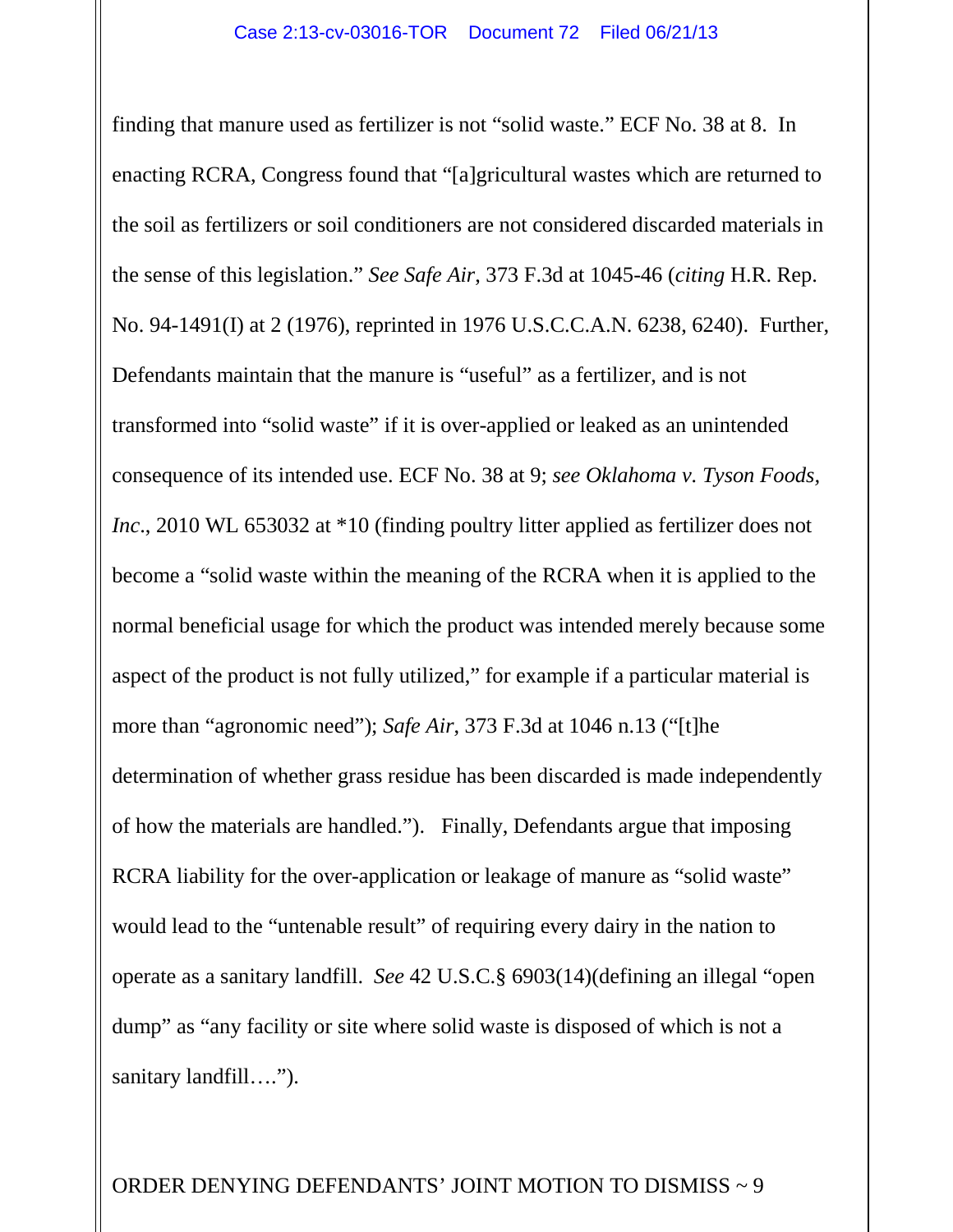finding that manure used as fertilizer is not "solid waste." ECF No. 38 at 8. In enacting RCRA, Congress found that "[a]gricultural wastes which are returned to the soil as fertilizers or soil conditioners are not considered discarded materials in the sense of this legislation." *See Safe Air*, 373 F.3d at 1045-46 (*citing* H.R. Rep. No. 94-1491(I) at 2 (1976), reprinted in 1976 U.S.C.C.A.N. 6238, 6240). Further, Defendants maintain that the manure is "useful" as a fertilizer, and is not transformed into "solid waste" if it is over-applied or leaked as an unintended consequence of its intended use. ECF No. 38 at 9; *see Oklahoma v. Tyson Foods, Inc*., 2010 WL 653032 at *10 (finding poultry litter applied as fertilizer does not become a "solid waste within the meaning of the RCRA when it is applied to the normal beneficial usage for which the product was intended merely because some aspect of the product is not fully utilized," for example if a particular material is more than "agronomic need"); *Safe Air*, 373 F.3d at 1046 n.13 ("[t]he determination of whether grass residue has been discarded is made independently of how the materials are handled."). Finally, Defendants argue that imposing RCRA liability for the over-application or leakage of manure as "solid waste" would lead to the "untenable result" of requiring every dairy in the nation to operate as a sanitary landfill. *See* 42 U.S.C.§ 6903(14)(defining an illegal "open dump" as "any facility or site where solid waste is disposed of which is not a sanitary landfill….").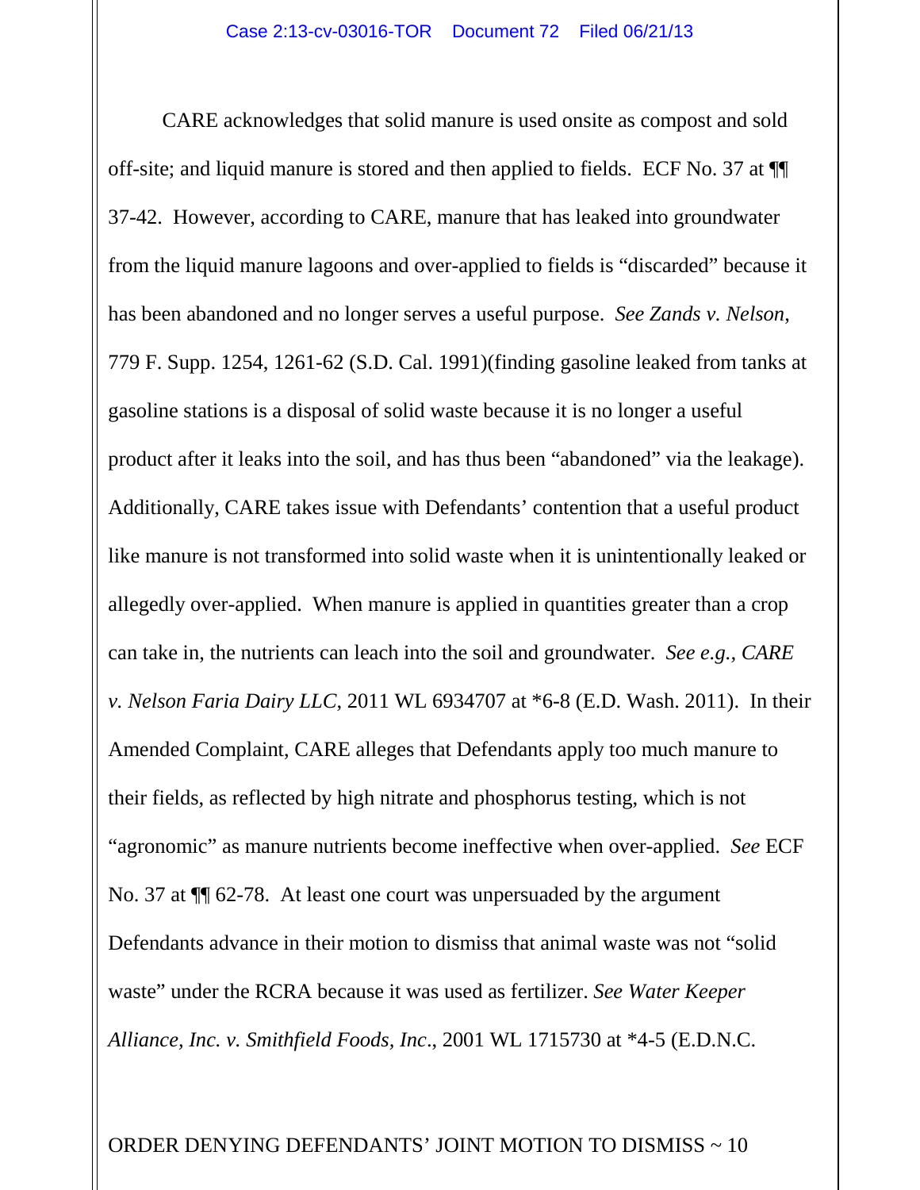CARE acknowledges that solid manure is used onsite as compost and sold off-site; and liquid manure is stored and then applied to fields. ECF No. 37 at ¶¶ 37-42. However, according to CARE, manure that has leaked into groundwater from the liquid manure lagoons and over-applied to fields is "discarded" because it has been abandoned and no longer serves a useful purpose. *See Zands v. Nelson*, 779 F. Supp. 1254, 1261-62 (S.D. Cal. 1991)(finding gasoline leaked from tanks at gasoline stations is a disposal of solid waste because it is no longer a useful product after it leaks into the soil, and has thus been "abandoned" via the leakage). Additionally, CARE takes issue with Defendants' contention that a useful product like manure is not transformed into solid waste when it is unintentionally leaked or allegedly over-applied. When manure is applied in quantities greater than a crop can take in, the nutrients can leach into the soil and groundwater. *See e.g., CARE v. Nelson Faria Dairy LLC*, 2011 WL 6934707 at *6-8 (E.D. Wash. 2011). In their Amended Complaint, CARE alleges that Defendants apply too much manure to their fields, as reflected by high nitrate and phosphorus testing, which is not "agronomic" as manure nutrients become ineffective when over-applied. *See* ECF No. 37 at ¶¶ 62-78. At least one court was unpersuaded by the argument Defendants advance in their motion to dismiss that animal waste was not "solid waste" under the RCRA because it was used as fertilizer. *See Water Keeper Alliance, Inc. v. Smithfield Foods, Inc*., 2001 WL 1715730 at *4-5 (E.D.N.C.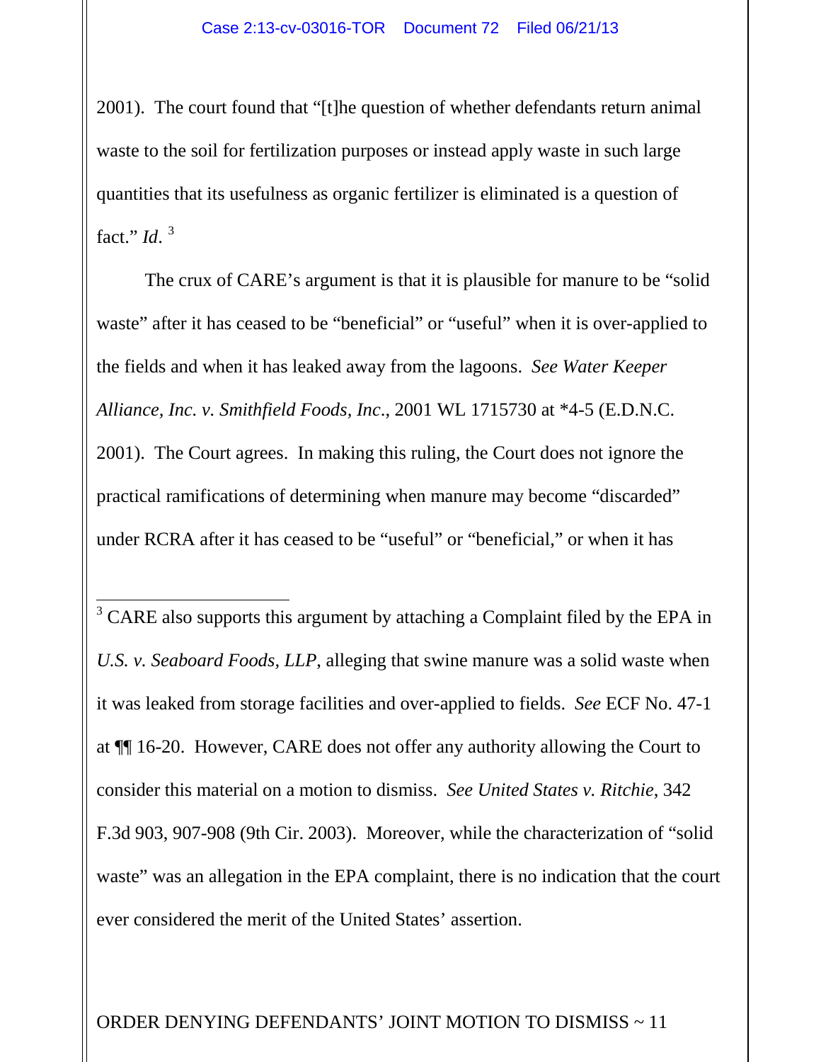2001). The court found that "[t]he question of whether defendants return animal waste to the soil for fertilization purposes or instead apply waste in such large quantities that its usefulness as organic fertilizer is eliminated is a question of fact." *Id*. [3]

The crux of CARE's argument is that it is plausible for manure to be "solid waste" after it has ceased to be "beneficial" or "useful" when it is over-applied to the fields and when it has leaked away from the lagoons. *See Water Keeper Alliance, Inc. v. Smithfield Foods, Inc*., 2001 WL 1715730 at *4-5 (E.D.N.C. 2001). The Court agrees. In making this ruling, the Court does not ignore the practical ramifications of determining when manure may become "discarded" under RCRA after it has ceased to be "useful" or "beneficial," or when it has

---

[3] CARE also supports this argument by attaching a Complaint filed by the EPA in *U.S. v. Seaboard Foods, LLP*, alleging that swine manure was a solid waste when it was leaked from storage facilities and over-applied to fields. *See* ECF No. 47-1 at ¶¶ 16-20. However, CARE does not offer any authority allowing the Court to consider this material on a motion to dismiss. *See United States v. Ritchie*, 342 F.3d 903, 907-908 (9th Cir. 2003). Moreover, while the characterization of "solid waste" was an allegation in the EPA complaint, there is no indication that the court ever considered the merit of the United States' assertion.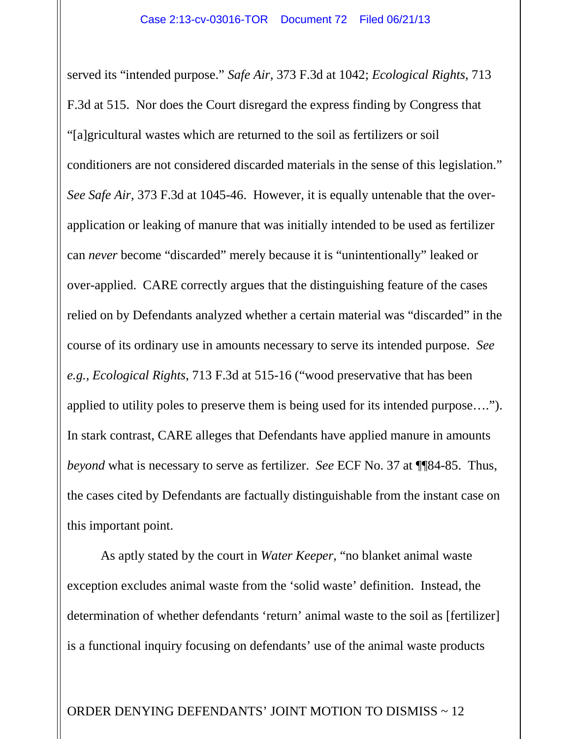served its "intended purpose." *Safe Air*, 373 F.3d at 1042; *Ecological Rights*, 713 F.3d at 515. Nor does the Court disregard the express finding by Congress that "[a]gricultural wastes which are returned to the soil as fertilizers or soil conditioners are not considered discarded materials in the sense of this legislation." *See Safe Air*, 373 F.3d at 1045-46. However, it is equally untenable that the over-application or leaking of manure that was initially intended to be used as fertilizer can *never* become "discarded" merely because it is "unintentionally" leaked or over-applied. CARE correctly argues that the distinguishing feature of the cases relied on by Defendants analyzed whether a certain material was "discarded" in the course of its ordinary use in amounts necessary to serve its intended purpose. *See e.g.*, *Ecological Rights*, 713 F.3d at 515-16 ("wood preservative that has been applied to utility poles to preserve them is being used for its intended purpose…."). In stark contrast, CARE alleges that Defendants have applied manure in amounts *beyond* what is necessary to serve as fertilizer. *See* ECF No. 37 at ¶¶84-85. Thus, the cases cited by Defendants are factually distinguishable from the instant case on this important point.

As aptly stated by the court in *Water Keeper*, "no blanket animal waste exception excludes animal waste from the 'solid waste' definition. Instead, the determination of whether defendants 'return' animal waste to the soil as [fertilizer] is a functional inquiry focusing on defendants' use of the animal waste products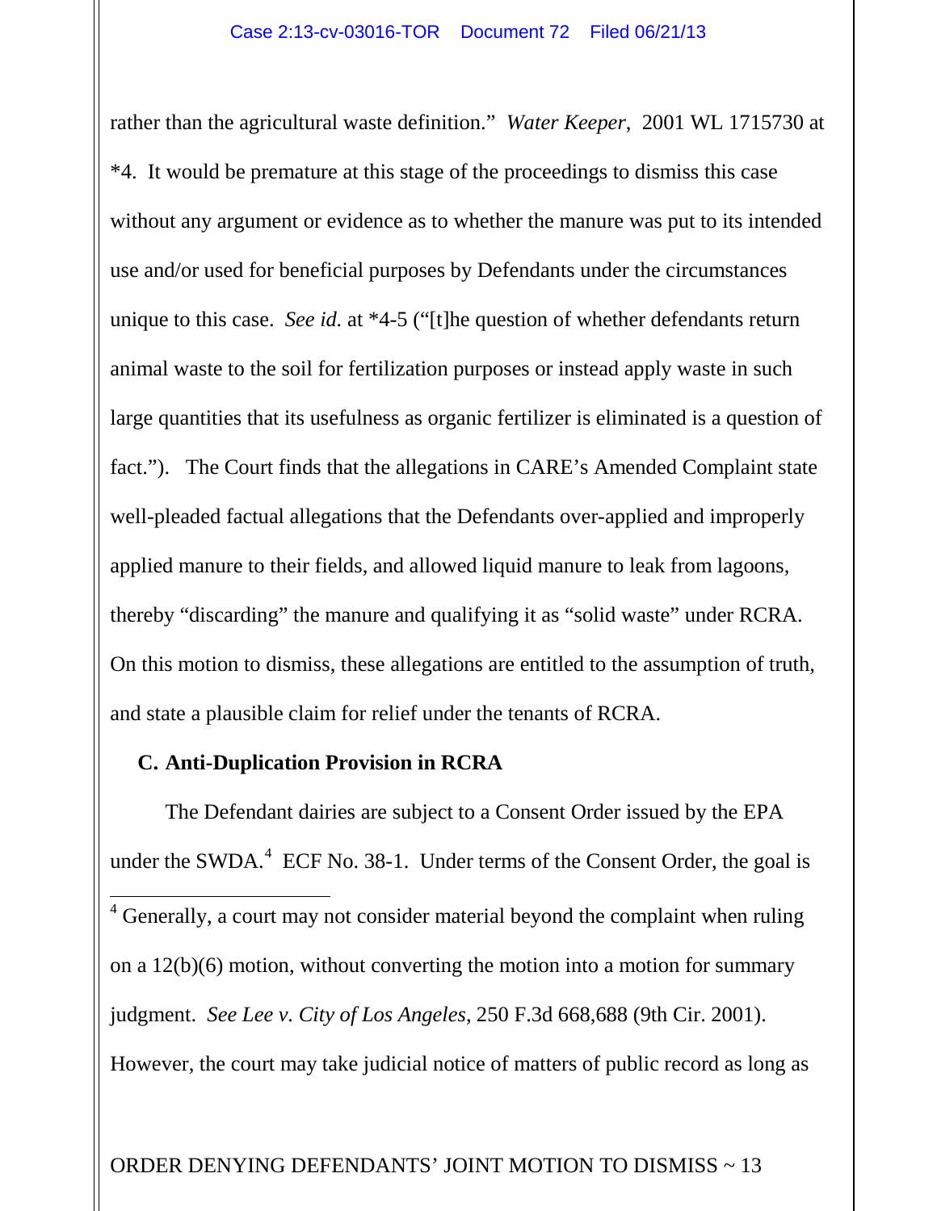rather than the agricultural waste definition." *Water Keeper*, 2001 WL 1715730 at *4. It would be premature at this stage of the proceedings to dismiss this case without any argument or evidence as to whether the manure was put to its intended use and/or used for beneficial purposes by Defendants under the circumstances unique to this case. *See id.* at *4-5 ("[t]he question of whether defendants return animal waste to the soil for fertilization purposes or instead apply waste in such large quantities that its usefulness as organic fertilizer is eliminated is a question of fact."). The Court finds that the allegations in CARE's Amended Complaint state well-pleaded factual allegations that the Defendants over-applied and improperly applied manure to their fields, and allowed liquid manure to leak from lagoons, thereby "discarding" the manure and qualifying it as "solid waste" under RCRA. On this motion to dismiss, these allegations are entitled to the assumption of truth, and state a plausible claim for relief under the tenants of RCRA.

### C. Anti-Duplication Provision in RCRA

The Defendant dairies are subject to a Consent Order issued by the EPA under the SWDA.[4] ECF No. 38-1. Under terms of the Consent Order, the goal is

---

[4] Generally, a court may not consider material beyond the complaint when ruling on a 12(b)(6) motion, without converting the motion into a motion for summary judgment. *See Lee v. City of Los Angeles*, 250 F.3d 668,688 (9th Cir. 2001). However, the court may take judicial notice of matters of public record as long as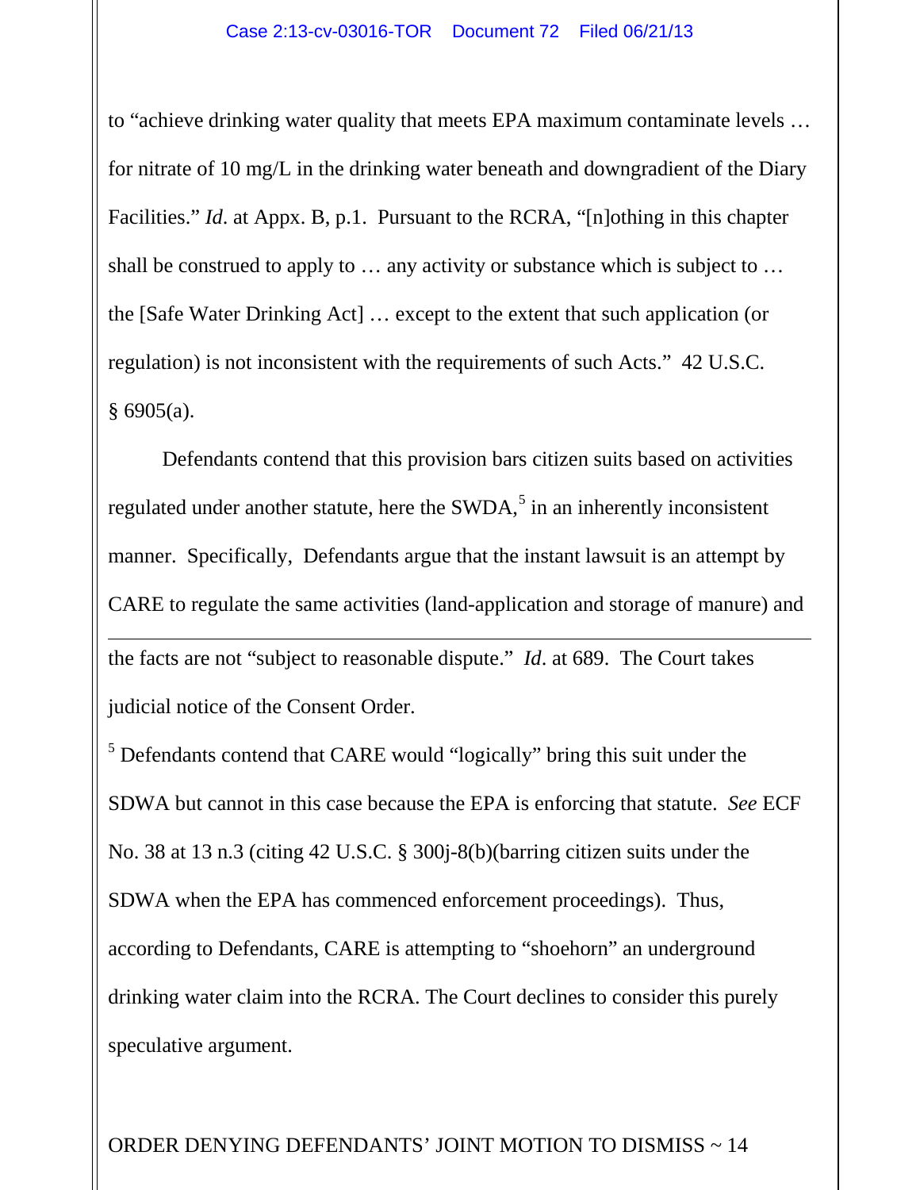to "achieve drinking water quality that meets EPA maximum contaminate levels … for nitrate of 10 mg/L in the drinking water beneath and downgradient of the Diary Facilities." *Id*. at Appx. B, p.1. Pursuant to the RCRA, "[n]othing in this chapter shall be construed to apply to … any activity or substance which is subject to … the [Safe Water Drinking Act] … except to the extent that such application (or regulation) is not inconsistent with the requirements of such Acts." 42 U.S.C. § 6905(a).

Defendants contend that this provision bars citizen suits based on activities regulated under another statute, here the SWDA,[5] in an inherently inconsistent manner. Specifically, Defendants argue that the instant lawsuit is an attempt by CARE to regulate the same activities (land-application and storage of manure) and

---

the facts are not "subject to reasonable dispute." *Id*. at 689. The Court takes judicial notice of the Consent Order.

[5] Defendants contend that CARE would "logically" bring this suit under the SDWA but cannot in this case because the EPA is enforcing that statute. *See* ECF No. 38 at 13 n.3 (citing 42 U.S.C. § 300j-8(b)(barring citizen suits under the SDWA when the EPA has commenced enforcement proceedings). Thus, according to Defendants, CARE is attempting to "shoehorn" an underground drinking water claim into the RCRA. The Court declines to consider this purely speculative argument.

ORDER DENYING DEFENDANTS' JOINT MOTION TO DISMISS ~ 14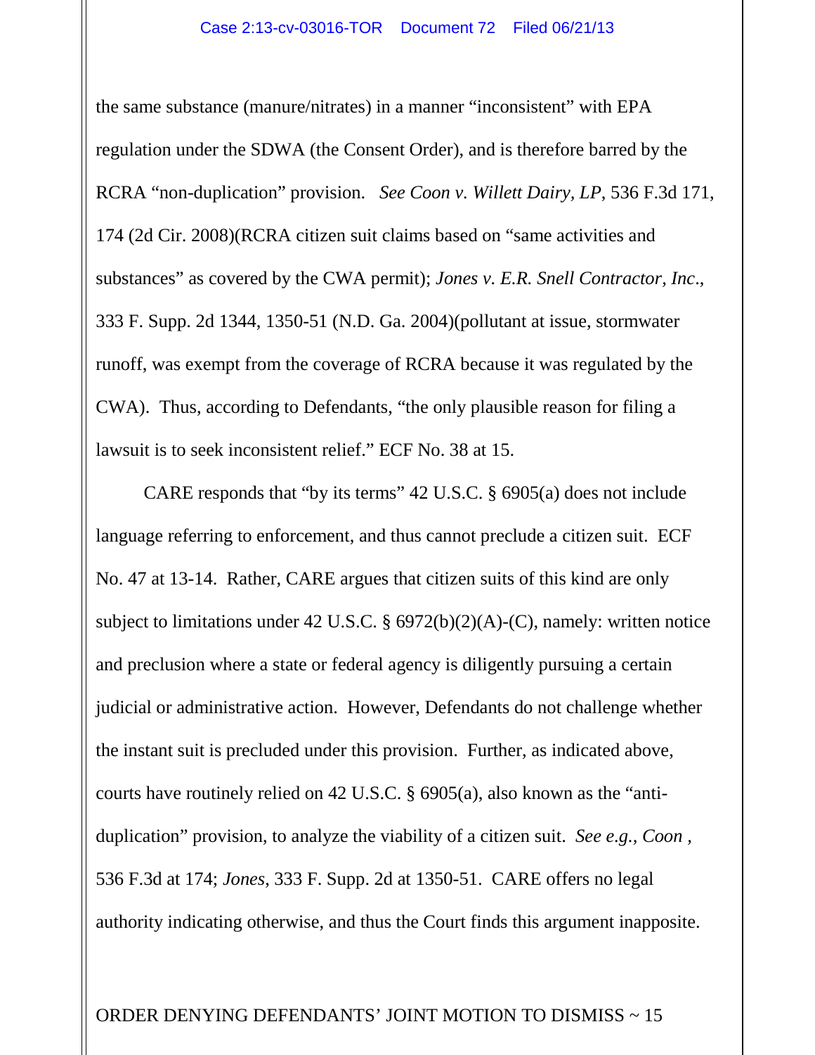the same substance (manure/nitrates) in a manner "inconsistent" with EPA regulation under the SDWA (the Consent Order), and is therefore barred by the RCRA "non-duplication" provision. *See Coon v. Willett Dairy, LP*, 536 F.3d 171, 174 (2d Cir. 2008)(RCRA citizen suit claims based on "same activities and substances" as covered by the CWA permit); *Jones v. E.R. Snell Contractor, Inc*., 333 F. Supp. 2d 1344, 1350-51 (N.D. Ga. 2004)(pollutant at issue, stormwater runoff, was exempt from the coverage of RCRA because it was regulated by the CWA). Thus, according to Defendants, "the only plausible reason for filing a lawsuit is to seek inconsistent relief." ECF No. 38 at 15.

CARE responds that "by its terms" 42 U.S.C. § 6905(a) does not include language referring to enforcement, and thus cannot preclude a citizen suit. ECF No. 47 at 13-14. Rather, CARE argues that citizen suits of this kind are only subject to limitations under 42 U.S.C. § 6972(b)(2)(A)-(C), namely: written notice and preclusion where a state or federal agency is diligently pursuing a certain judicial or administrative action. However, Defendants do not challenge whether the instant suit is precluded under this provision. Further, as indicated above, courts have routinely relied on 42 U.S.C. § 6905(a), also known as the "anti-duplication" provision, to analyze the viability of a citizen suit. *See e.g., Coon* , 536 F.3d at 174; *Jones*, 333 F. Supp. 2d at 1350-51. CARE offers no legal authority indicating otherwise, and thus the Court finds this argument inapposite.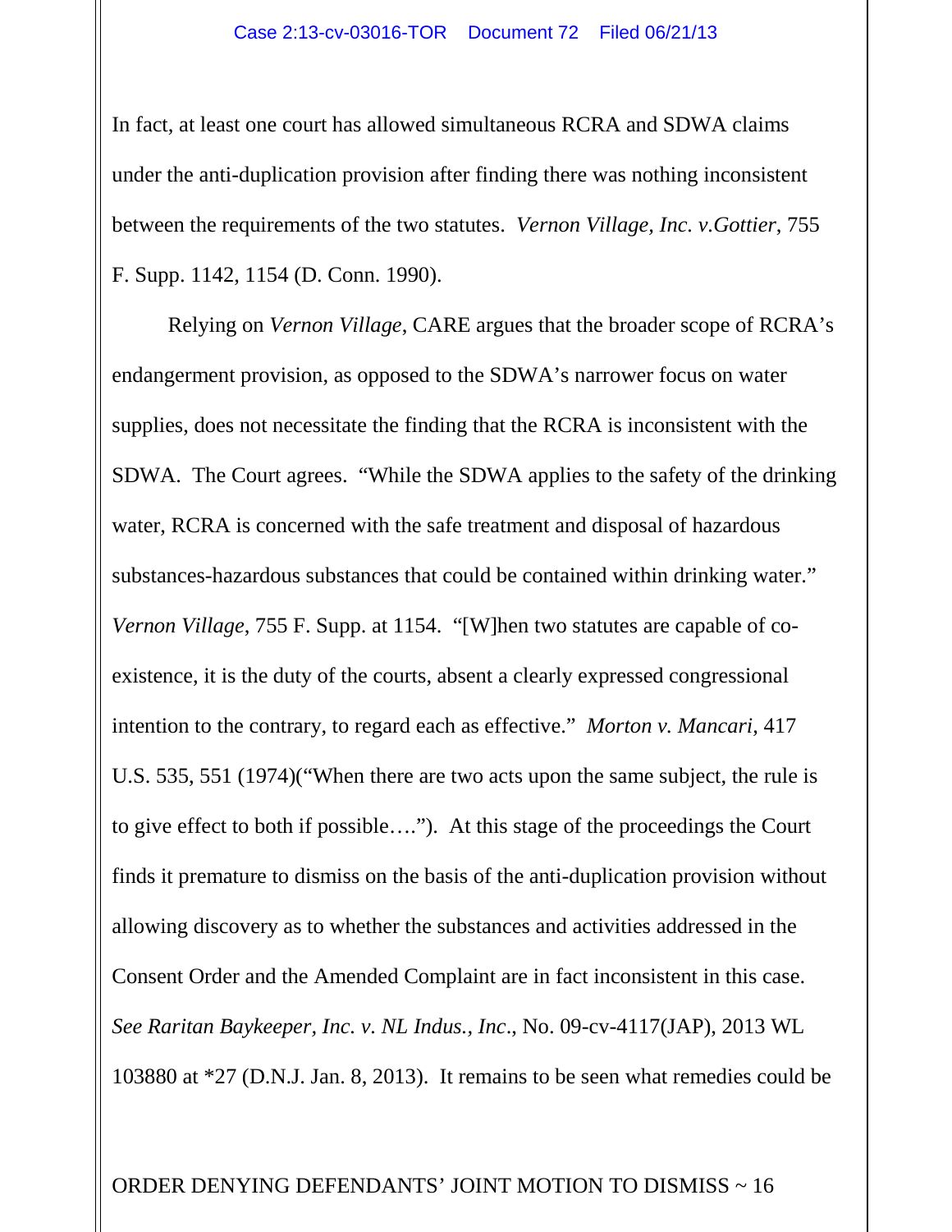In fact, at least one court has allowed simultaneous RCRA and SDWA claims under the anti-duplication provision after finding there was nothing inconsistent between the requirements of the two statutes. *Vernon Village, Inc. v.Gottier*, 755 F. Supp. 1142, 1154 (D. Conn. 1990).

Relying on *Vernon Village*, CARE argues that the broader scope of RCRA's endangerment provision, as opposed to the SDWA's narrower focus on water supplies, does not necessitate the finding that the RCRA is inconsistent with the SDWA. The Court agrees. "While the SDWA applies to the safety of the drinking water, RCRA is concerned with the safe treatment and disposal of hazardous substances-hazardous substances that could be contained within drinking water." *Vernon Village*, 755 F. Supp. at 1154. "[W]hen two statutes are capable of co-existence, it is the duty of the courts, absent a clearly expressed congressional intention to the contrary, to regard each as effective." *Morton v. Mancari*, 417 U.S. 535, 551 (1974)("When there are two acts upon the same subject, the rule is to give effect to both if possible…."). At this stage of the proceedings the Court finds it premature to dismiss on the basis of the anti-duplication provision without allowing discovery as to whether the substances and activities addressed in the Consent Order and the Amended Complaint are in fact inconsistent in this case. *See Raritan Baykeeper, Inc. v. NL Indus., Inc.*, No. 09-cv-4117(JAP), 2013 WL 103880 at *27 (D.N.J. Jan. 8, 2013). It remains to be seen what remedies could be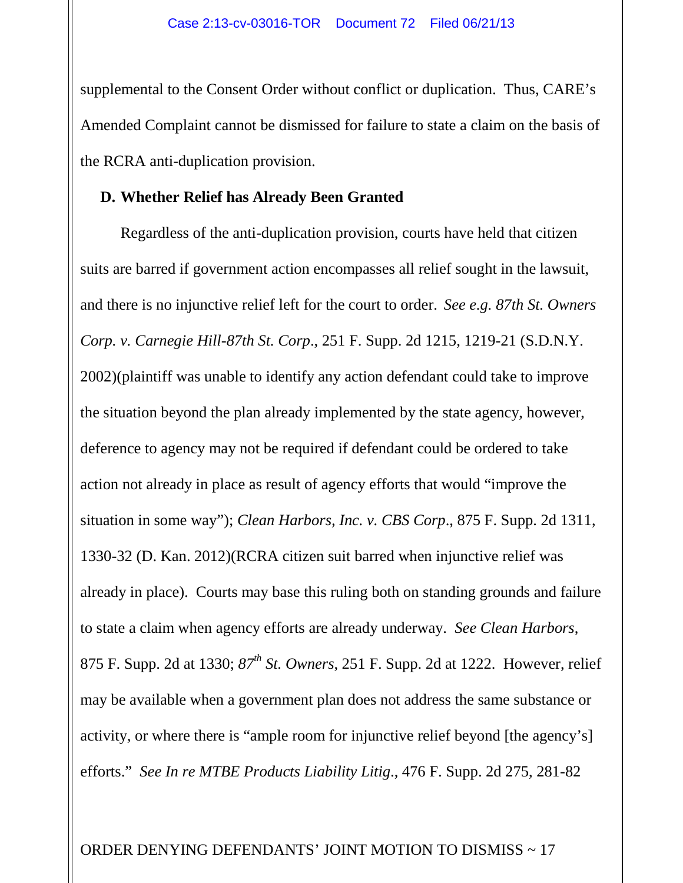supplemental to the Consent Order without conflict or duplication. Thus, CARE's Amended Complaint cannot be dismissed for failure to state a claim on the basis of the RCRA anti-duplication provision.

**D. Whether Relief has Already Been Granted**

Regardless of the anti-duplication provision, courts have held that citizen suits are barred if government action encompasses all relief sought in the lawsuit, and there is no injunctive relief left for the court to order. *See e.g. 87th St. Owners Corp. v. Carnegie Hill-87th St. Corp*., 251 F. Supp. 2d 1215, 1219-21 (S.D.N.Y. 2002)(plaintiff was unable to identify any action defendant could take to improve the situation beyond the plan already implemented by the state agency, however, deference to agency may not be required if defendant could be ordered to take action not already in place as result of agency efforts that would "improve the situation in some way"); *Clean Harbors, Inc. v. CBS Corp*., 875 F. Supp. 2d 1311, 1330-32 (D. Kan. 2012)(RCRA citizen suit barred when injunctive relief was already in place). Courts may base this ruling both on standing grounds and failure to state a claim when agency efforts are already underway. *See Clean Harbors*, 875 F. Supp. 2d at 1330; *87th St. Owners*, 251 F. Supp. 2d at 1222. However, relief may be available when a government plan does not address the same substance or activity, or where there is "ample room for injunctive relief beyond [the agency's] efforts." *See In re MTBE Products Liability Litig*., 476 F. Supp. 2d 275, 281-82

ORDER DENYING DEFENDANTS' JOINT MOTION TO DISMISS ~ 17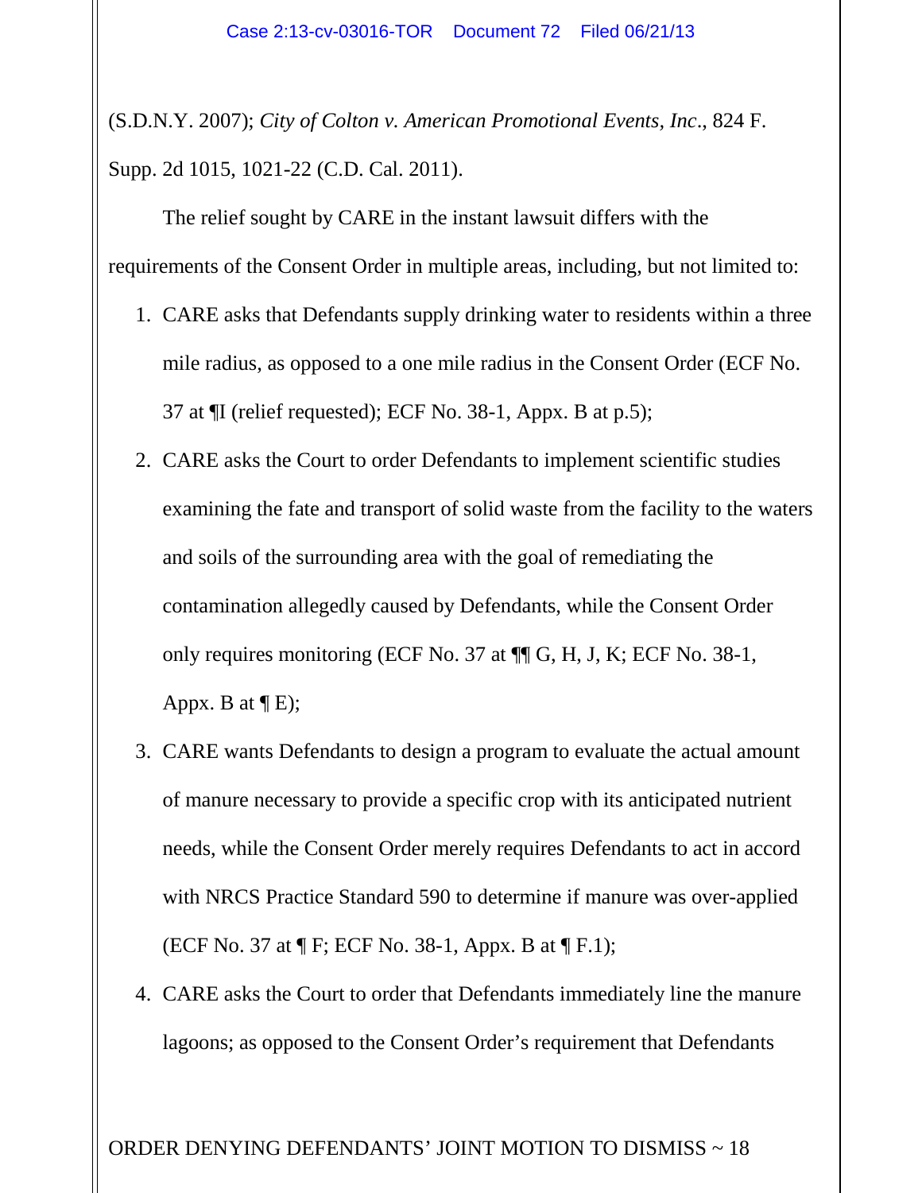(S.D.N.Y. 2007); *City of Colton v. American Promotional Events, Inc*., 824 F. Supp. 2d 1015, 1021-22 (C.D. Cal. 2011).

The relief sought by CARE in the instant lawsuit differs with the requirements of the Consent Order in multiple areas, including, but not limited to:

1. CARE asks that Defendants supply drinking water to residents within a three mile radius, as opposed to a one mile radius in the Consent Order (ECF No. 37 at ¶I (relief requested); ECF No. 38-1, Appx. B at p.5);
2. CARE asks the Court to order Defendants to implement scientific studies examining the fate and transport of solid waste from the facility to the waters and soils of the surrounding area with the goal of remediating the contamination allegedly caused by Defendants, while the Consent Order only requires monitoring (ECF No. 37 at ¶¶ G, H, J, K; ECF No. 38-1, Appx. B at ¶ E);
3. CARE wants Defendants to design a program to evaluate the actual amount of manure necessary to provide a specific crop with its anticipated nutrient needs, while the Consent Order merely requires Defendants to act in accord with NRCS Practice Standard 590 to determine if manure was over-applied (ECF No. 37 at ¶ F; ECF No. 38-1, Appx. B at ¶ F.1);
4. CARE asks the Court to order that Defendants immediately line the manure lagoons; as opposed to the Consent Order's requirement that Defendants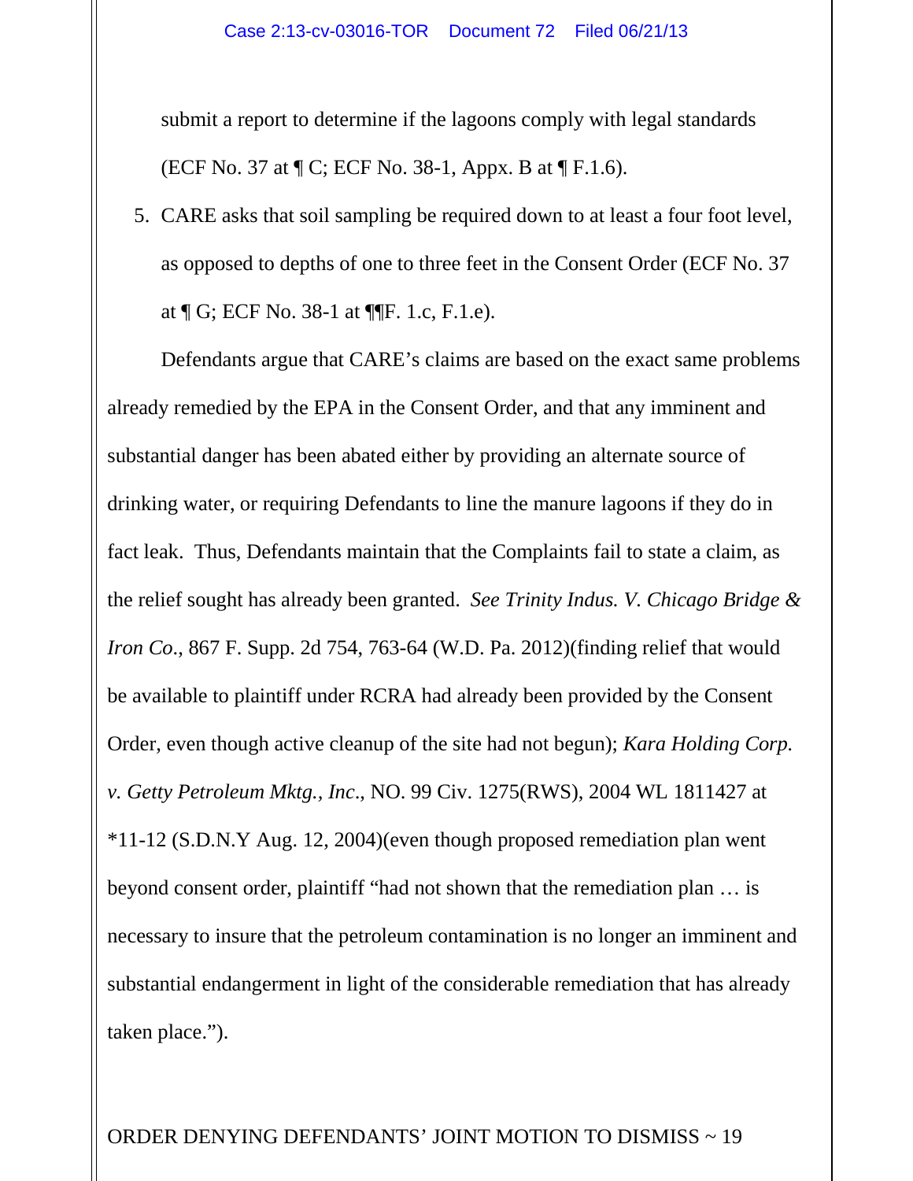submit a report to determine if the lagoons comply with legal standards (ECF No. 37 at ¶ C; ECF No. 38-1, Appx. B at ¶ F.1.6).

5. CARE asks that soil sampling be required down to at least a four foot level, as opposed to depths of one to three feet in the Consent Order (ECF No. 37 at ¶ G; ECF No. 38-1 at ¶¶F. 1.c, F.1.e).

Defendants argue that CARE's claims are based on the exact same problems already remedied by the EPA in the Consent Order, and that any imminent and substantial danger has been abated either by providing an alternate source of drinking water, or requiring Defendants to line the manure lagoons if they do in fact leak. Thus, Defendants maintain that the Complaints fail to state a claim, as the relief sought has already been granted. *See Trinity Indus. V. Chicago Bridge & Iron Co.*, 867 F. Supp. 2d 754, 763-64 (W.D. Pa. 2012)(finding relief that would be available to plaintiff under RCRA had already been provided by the Consent Order, even though active cleanup of the site had not begun); *Kara Holding Corp. v. Getty Petroleum Mktg., Inc.*, NO. 99 Civ. 1275(RWS), 2004 WL 1811427 at *11-12 (S.D.N.Y Aug. 12, 2004)(even though proposed remediation plan went beyond consent order, plaintiff "had not shown that the remediation plan … is necessary to insure that the petroleum contamination is no longer an imminent and substantial endangerment in light of the considerable remediation that has already taken place.").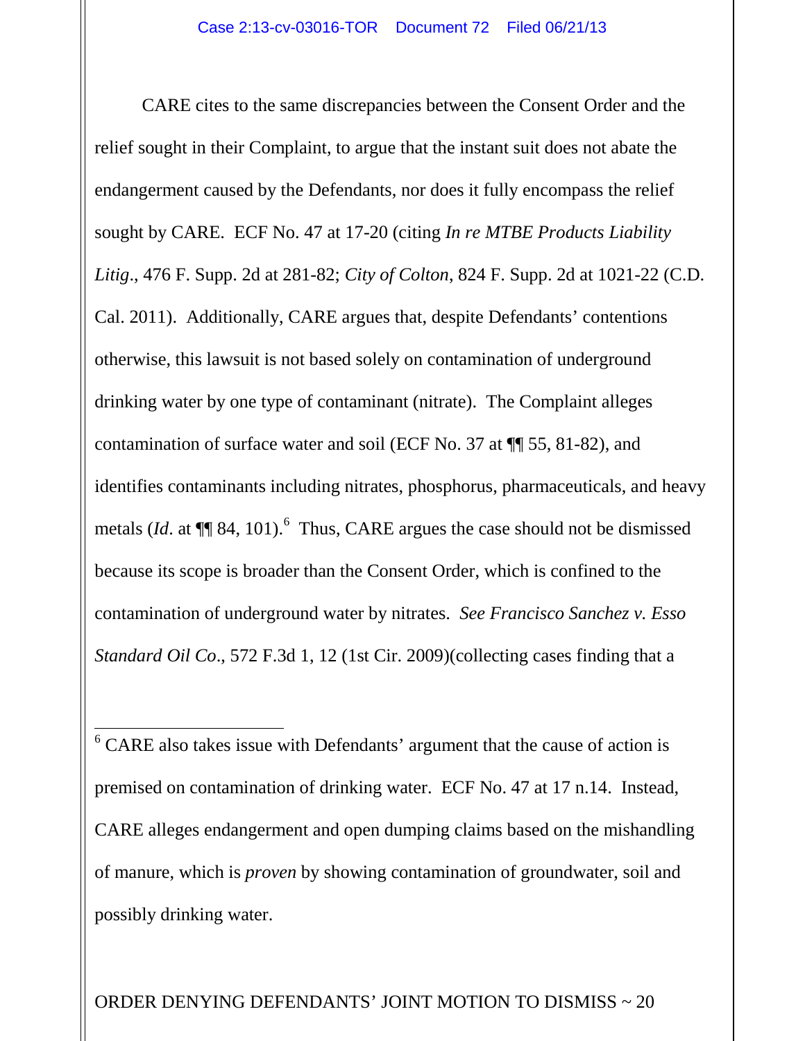CARE cites to the same discrepancies between the Consent Order and the relief sought in their Complaint, to argue that the instant suit does not abate the endangerment caused by the Defendants, nor does it fully encompass the relief sought by CARE. ECF No. 47 at 17-20 (citing *In re MTBE Products Liability Litig*., 476 F. Supp. 2d at 281-82; *City of Colton*, 824 F. Supp. 2d at 1021-22 (C.D. Cal. 2011). Additionally, CARE argues that, despite Defendants' contentions otherwise, this lawsuit is not based solely on contamination of underground drinking water by one type of contaminant (nitrate). The Complaint alleges contamination of surface water and soil (ECF No. 37 at ¶¶ 55, 81-82), and identifies contaminants including nitrates, phosphorus, pharmaceuticals, and heavy metals (*Id*. at ¶¶ 84, 101).[6] Thus, CARE argues the case should not be dismissed because its scope is broader than the Consent Order, which is confined to the contamination of underground water by nitrates. *See Francisco Sanchez v. Esso Standard Oil Co*., 572 F.3d 1, 12 (1st Cir. 2009)(collecting cases finding that a

---

[6] CARE also takes issue with Defendants' argument that the cause of action is premised on contamination of drinking water. ECF No. 47 at 17 n.14. Instead, CARE alleges endangerment and open dumping claims based on the mishandling of manure, which is *proven* by showing contamination of groundwater, soil and possibly drinking water.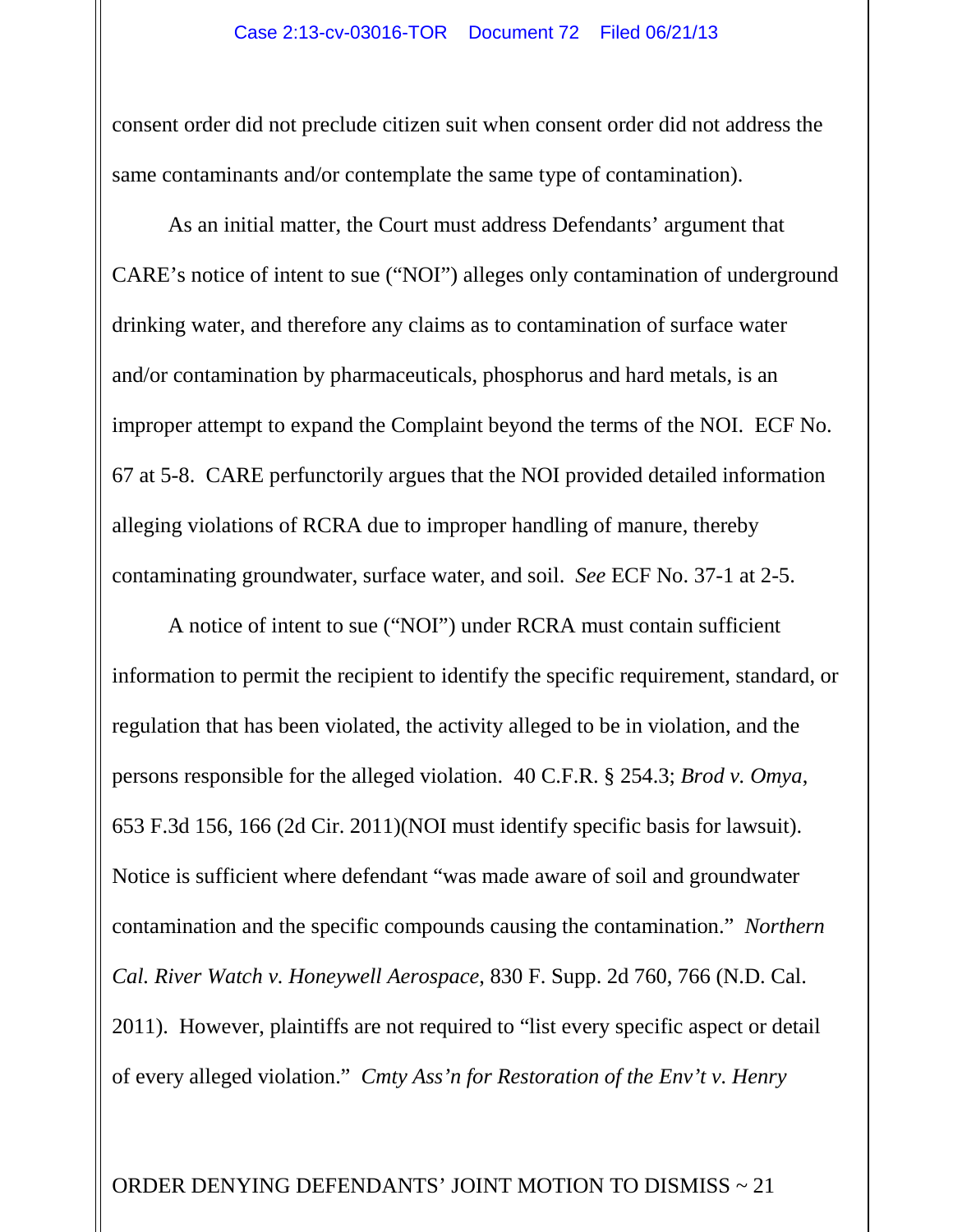consent order did not preclude citizen suit when consent order did not address the same contaminants and/or contemplate the same type of contamination).

As an initial matter, the Court must address Defendants' argument that CARE's notice of intent to sue ("NOI") alleges only contamination of underground drinking water, and therefore any claims as to contamination of surface water and/or contamination by pharmaceuticals, phosphorus and hard metals, is an improper attempt to expand the Complaint beyond the terms of the NOI. ECF No. 67 at 5-8. CARE perfunctorily argues that the NOI provided detailed information alleging violations of RCRA due to improper handling of manure, thereby contaminating groundwater, surface water, and soil. *See* ECF No. 37-1 at 2-5.

A notice of intent to sue ("NOI") under RCRA must contain sufficient information to permit the recipient to identify the specific requirement, standard, or regulation that has been violated, the activity alleged to be in violation, and the persons responsible for the alleged violation. 40 C.F.R. § 254.3; *Brod v. Omya*, 653 F.3d 156, 166 (2d Cir. 2011)(NOI must identify specific basis for lawsuit). Notice is sufficient where defendant "was made aware of soil and groundwater contamination and the specific compounds causing the contamination." *Northern Cal. River Watch v. Honeywell Aerospace*, 830 F. Supp. 2d 760, 766 (N.D. Cal. 2011). However, plaintiffs are not required to "list every specific aspect or detail of every alleged violation." *Cmty Ass'n for Restoration of the Env't v. Henry*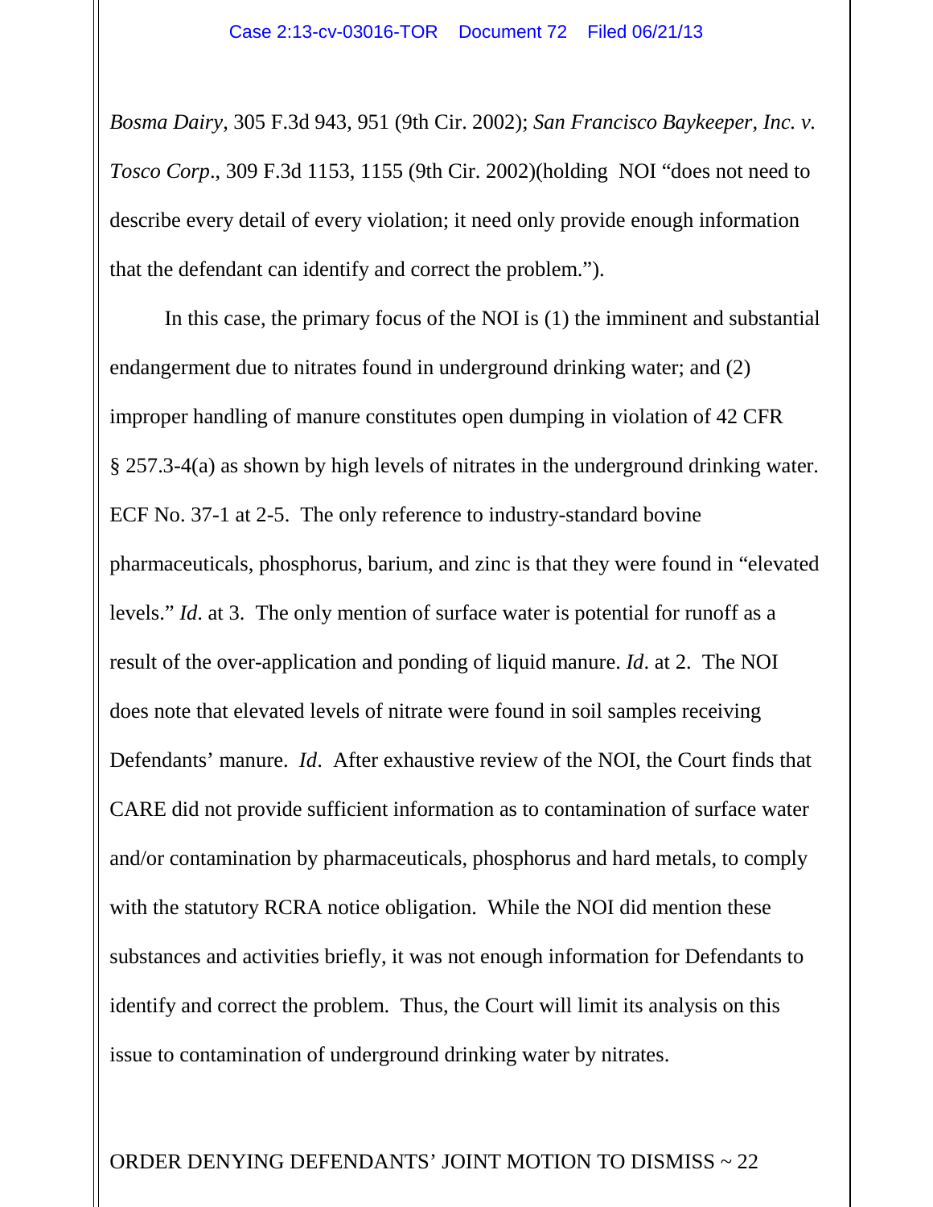*Bosma Dairy*, 305 F.3d 943, 951 (9th Cir. 2002); *San Francisco Baykeeper, Inc. v. Tosco Corp*., 309 F.3d 1153, 1155 (9th Cir. 2002)(holding NOI "does not need to describe every detail of every violation; it need only provide enough information that the defendant can identify and correct the problem.").

In this case, the primary focus of the NOI is (1) the imminent and substantial endangerment due to nitrates found in underground drinking water; and (2) improper handling of manure constitutes open dumping in violation of 42 CFR § 257.3-4(a) as shown by high levels of nitrates in the underground drinking water. ECF No. 37-1 at 2-5. The only reference to industry-standard bovine pharmaceuticals, phosphorus, barium, and zinc is that they were found in "elevated levels." *Id*. at 3. The only mention of surface water is potential for runoff as a result of the over-application and ponding of liquid manure. *Id*. at 2. The NOI does note that elevated levels of nitrate were found in soil samples receiving Defendants' manure. *Id*. After exhaustive review of the NOI, the Court finds that CARE did not provide sufficient information as to contamination of surface water and/or contamination by pharmaceuticals, phosphorus and hard metals, to comply with the statutory RCRA notice obligation. While the NOI did mention these substances and activities briefly, it was not enough information for Defendants to identify and correct the problem. Thus, the Court will limit its analysis on this issue to contamination of underground drinking water by nitrates.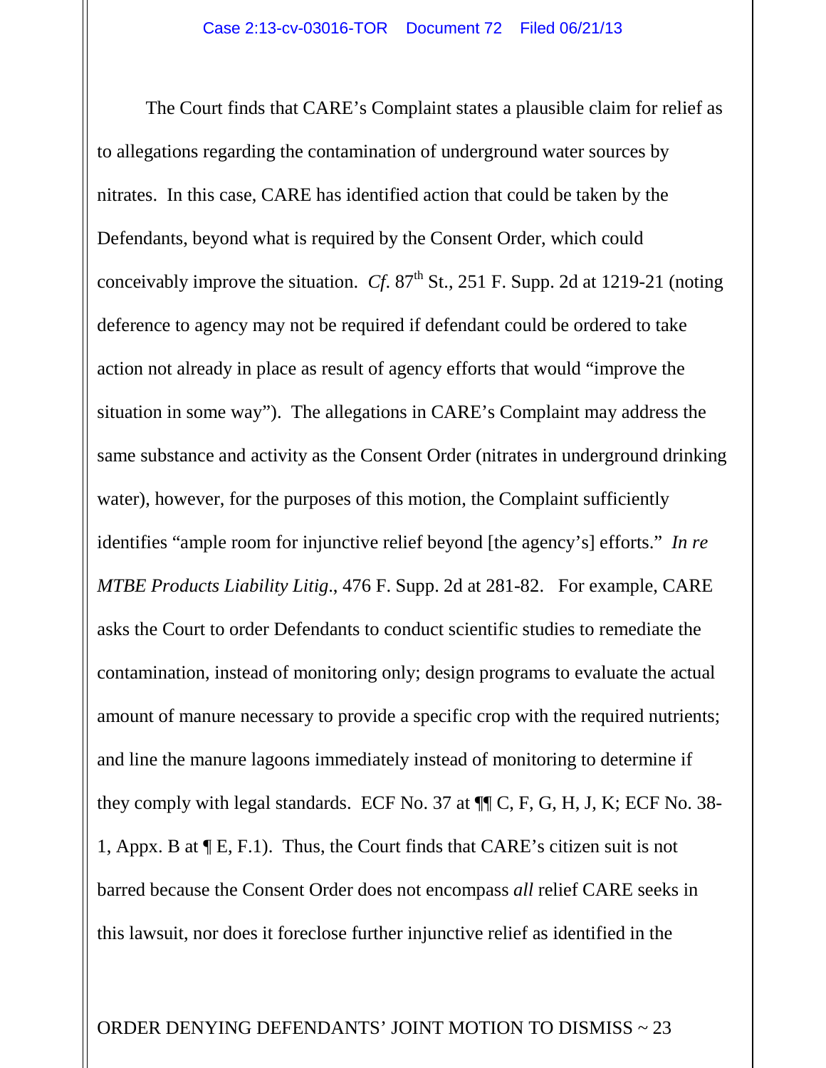The Court finds that CARE's Complaint states a plausible claim for relief as to allegations regarding the contamination of underground water sources by nitrates. In this case, CARE has identified action that could be taken by the Defendants, beyond what is required by the Consent Order, which could conceivably improve the situation. *Cf*. 87th St., 251 F. Supp. 2d at 1219-21 (noting deference to agency may not be required if defendant could be ordered to take action not already in place as result of agency efforts that would "improve the situation in some way"). The allegations in CARE's Complaint may address the same substance and activity as the Consent Order (nitrates in underground drinking water), however, for the purposes of this motion, the Complaint sufficiently identifies "ample room for injunctive relief beyond [the agency's] efforts." *In re MTBE Products Liability Litig*., 476 F. Supp. 2d at 281-82. For example, CARE asks the Court to order Defendants to conduct scientific studies to remediate the contamination, instead of monitoring only; design programs to evaluate the actual amount of manure necessary to provide a specific crop with the required nutrients; and line the manure lagoons immediately instead of monitoring to determine if they comply with legal standards. ECF No. 37 at ¶¶ C, F, G, H, J, K; ECF No. 38-1, Appx. B at ¶ E, F.1). Thus, the Court finds that CARE's citizen suit is not barred because the Consent Order does not encompass *all* relief CARE seeks in this lawsuit, nor does it foreclose further injunctive relief as identified in the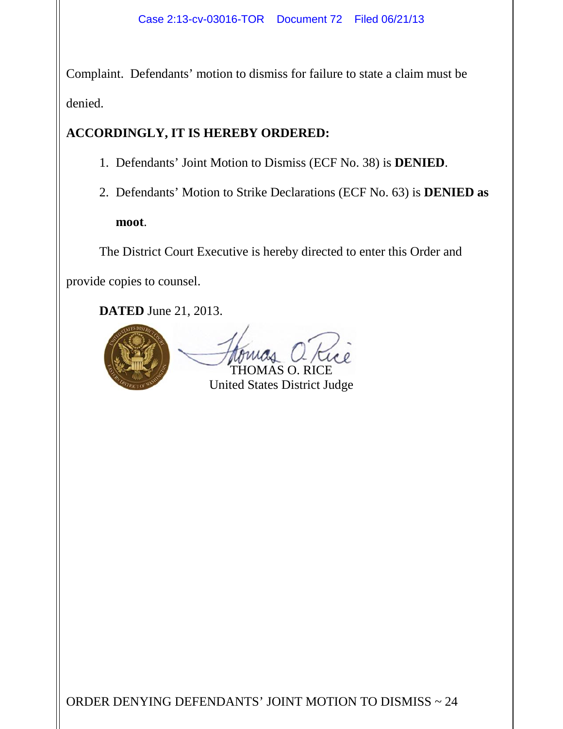Complaint. Defendants' motion to dismiss for failure to state a claim must be denied.

**ACCORDINGLY, IT IS HEREBY ORDERED:**

1. Defendants' Joint Motion to Dismiss (ECF No. 38) is **DENIED**.
2. Defendants' Motion to Strike Declarations (ECF No. 63) is **DENIED as moot**.

The District Court Executive is hereby directed to enter this Order and provide copies to counsel.

**DATED** June 21, 2013.

THOMAS O. RICE
United States District Judge